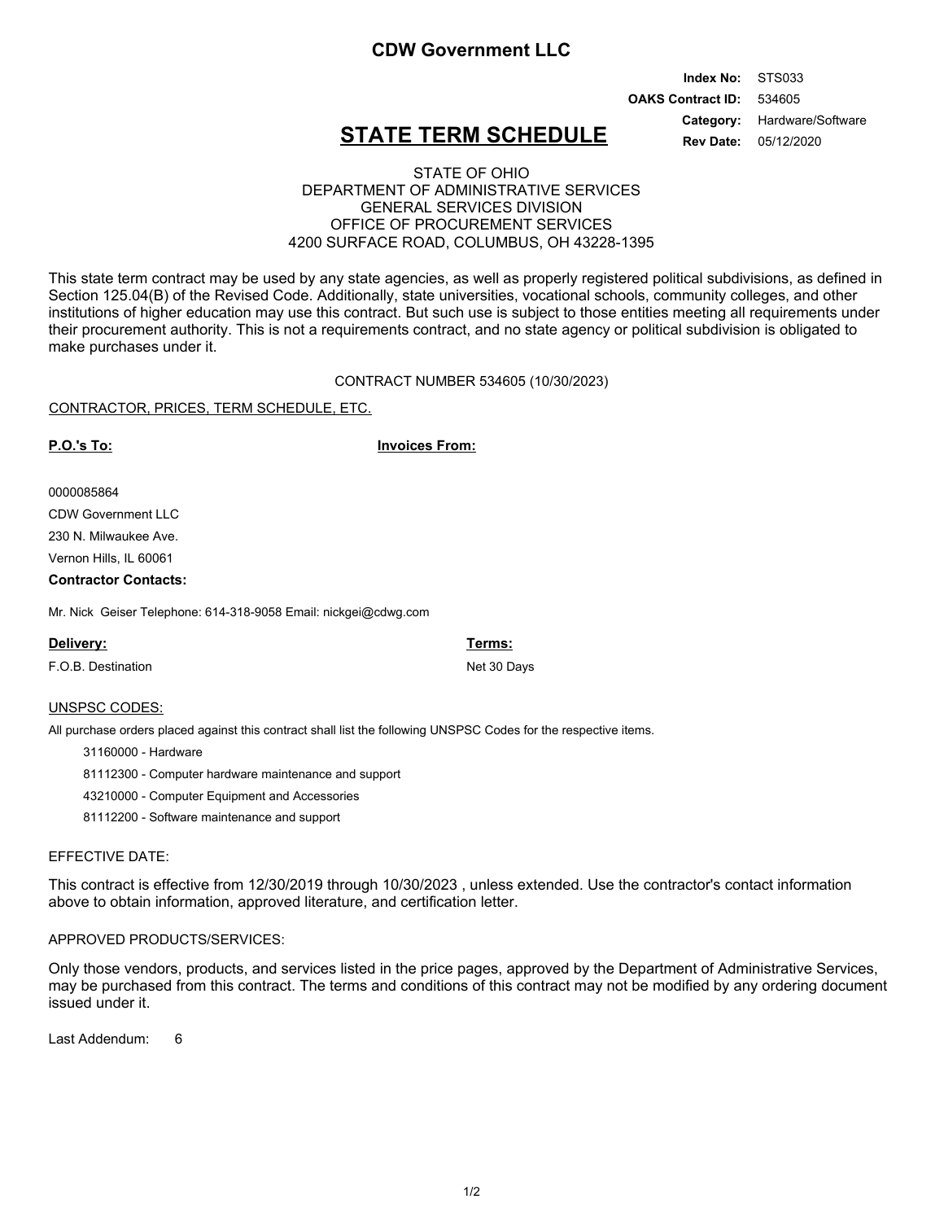## CDW Government LLC

**Index No:** STS033
**OAKS Contract ID:** 534605
**Category:** Hardware/Software
**Rev Date:** 05/12/2020

# STATE TERM SCHEDULE

STATE OF OHIO
DEPARTMENT OF ADMINISTRATIVE SERVICES
GENERAL SERVICES DIVISION
OFFICE OF PROCUREMENT SERVICES
4200 SURFACE ROAD, COLUMBUS, OH 43228-1395

This state term contract may be used by any state agencies, as well as properly registered political subdivisions, as defined in Section 125.04(B) of the Revised Code. Additionally, state universities, vocational schools, community colleges, and other institutions of higher education may use this contract. But such use is subject to those entities meeting all requirements under their procurement authority. This is not a requirements contract, and no state agency or political subdivision is obligated to make purchases under it.

CONTRACT NUMBER 534605 (10/30/2023)

CONTRACTOR, PRICES, TERM SCHEDULE, ETC.

**P.O.'s To:**

**Invoices From:**

0000085864
CDW Government LLC
230 N. Milwaukee Ave.
Vernon Hills, IL 60061

**Contractor Contacts:**

Mr. Nick Geiser Telephone: 614-318-9058 Email: nickgei@cdwg.com

**Delivery:**
F.O.B. Destination

**Terms:**
Net 30 Days

UNSPSC CODES:

All purchase orders placed against this contract shall list the following UNSPSC Codes for the respective items.

- 31160000 - Hardware
- 81112300 - Computer hardware maintenance and support
- 43210000 - Computer Equipment and Accessories
- 81112200 - Software maintenance and support

EFFECTIVE DATE:

This contract is effective from 12/30/2019 through 10/30/2023 , unless extended. Use the contractor's contact information above to obtain information, approved literature, and certification letter.

APPROVED PRODUCTS/SERVICES:

Only those vendors, products, and services listed in the price pages, approved by the Department of Administrative Services, may be purchased from this contract. The terms and conditions of this contract may not be modified by any ordering document issued under it.

Last Addendum: 6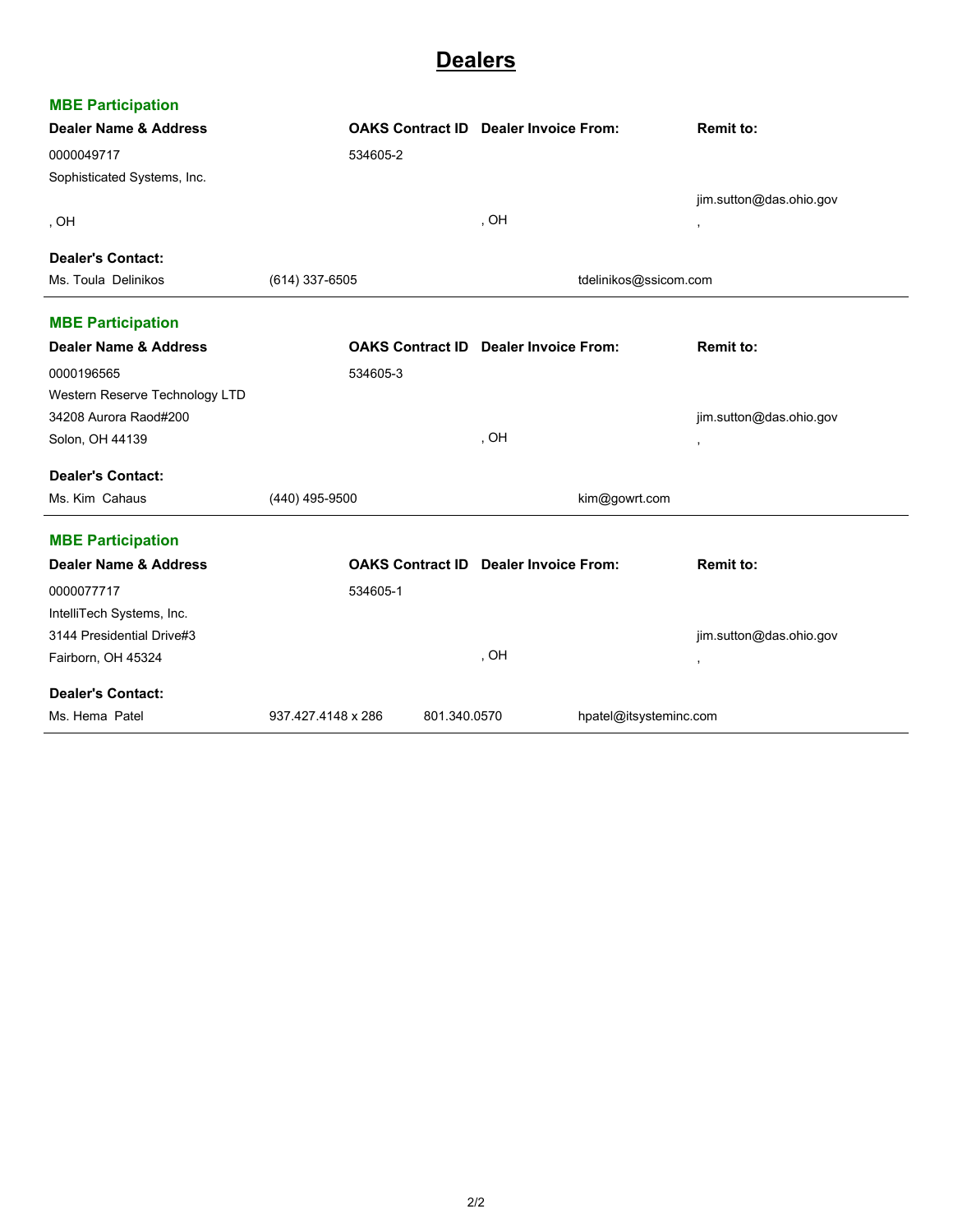# Dealers

### MBE Participation

| Dealer Name & Address | OAKS Contract ID | Dealer Invoice From: | Remit to: |
|---|---|---|---|
| 0000049717<br>Sophisticated Systems, Inc.<br><br>, OH | 534605-2 | , OH | jim.sutton@das.ohio.gov<br>, |

**Dealer's Contact:**

| | | | |
|---|---|---|---|
| Ms. Toula Delinikos | (614) 337-6505 | | tdelinikos@ssicom.com |

### MBE Participation

| Dealer Name & Address | OAKS Contract ID | Dealer Invoice From: | Remit to: |
|---|---|---|---|
| 0000196565<br>Western Reserve Technology LTD<br>34208 Aurora Raod#200<br>Solon, OH 44139 | 534605-3 | , OH | jim.sutton@das.ohio.gov<br>, |

**Dealer's Contact:**

| | | | |
|---|---|---|---|
| Ms. Kim Cahaus | (440) 495-9500 | | kim@gowrt.com |

### MBE Participation

| Dealer Name & Address | OAKS Contract ID | Dealer Invoice From: | Remit to: |
|---|---|---|---|
| 0000077717<br>IntelliTech Systems, Inc.<br>3144 Presidential Drive#3<br>Fairborn, OH 45324 | 534605-1 | , OH | jim.sutton@das.ohio.gov<br>, |

**Dealer's Contact:**

| | | | |
|---|---|---|---|
| Ms. Hema Patel | 937.427.4148 x 286 | 801.340.0570 | hpatel@itsysteminc.com |